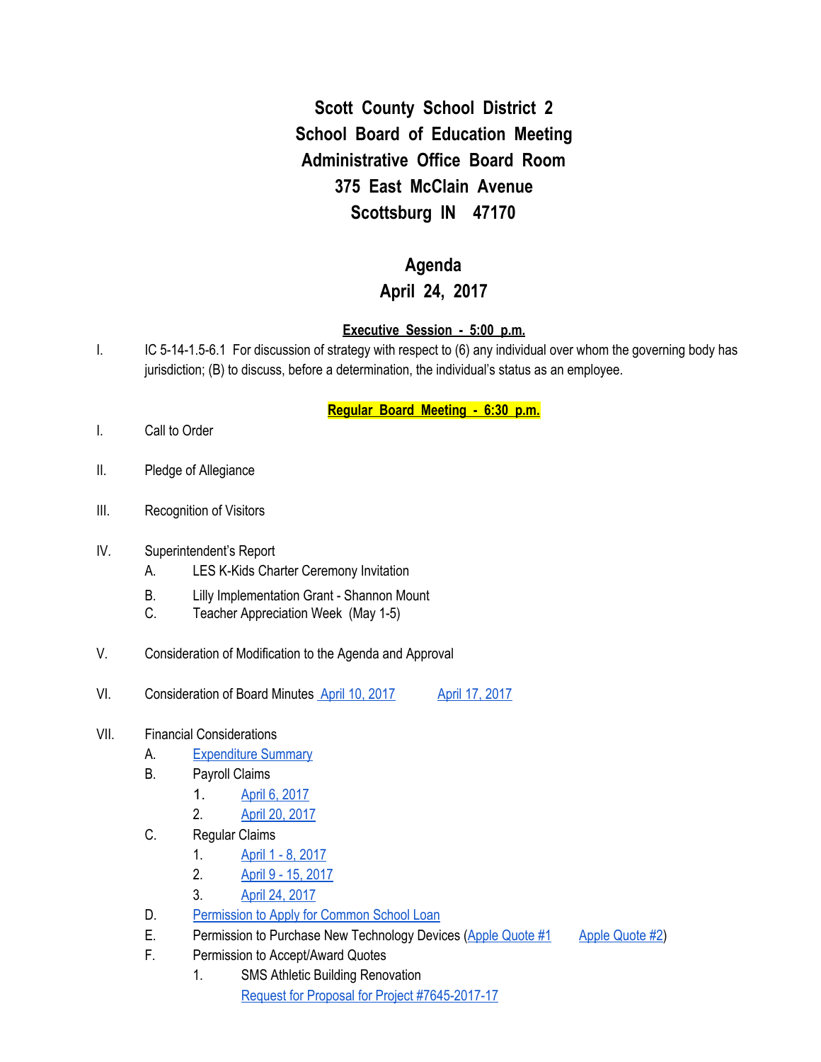# Scott County School District 2
# School Board of Education Meeting
# Administrative Office Board Room
# 375 East McClain Avenue
# Scottsburg IN 47170

## Agenda
## April 24, 2017

**Executive Session - 5:00 p.m.**

I. IC 5-14-1.5-6.1 For discussion of strategy with respect to (6) any individual over whom the governing body has jurisdiction; (B) to discuss, before a determination, the individual's status as an employee.

**Regular Board Meeting - 6:30 p.m.**

I. Call to Order

II. Pledge of Allegiance

III. Recognition of Visitors

IV. Superintendent's Report
   - A. LES K-Kids Charter Ceremony Invitation
   - B. Lilly Implementation Grant - Shannon Mount
   - C. Teacher Appreciation Week (May 1-5)

V. Consideration of Modification to the Agenda and Approval

VI. Consideration of Board Minutes April 10, 2017 April 17, 2017

VII. Financial Considerations
   - A. Expenditure Summary
   - B. Payroll Claims
     1. April 6, 2017
     2. April 20, 2017
   - C. Regular Claims
     1. April 1 - 8, 2017
     2. April 9 - 15, 2017
     3. April 24, 2017
   - D. Permission to Apply for Common School Loan
   - E. Permission to Purchase New Technology Devices (Apple Quote #1 Apple Quote #2)
   - F. Permission to Accept/Award Quotes
     1. SMS Athletic Building Renovation
        Request for Proposal for Project #7645-2017-17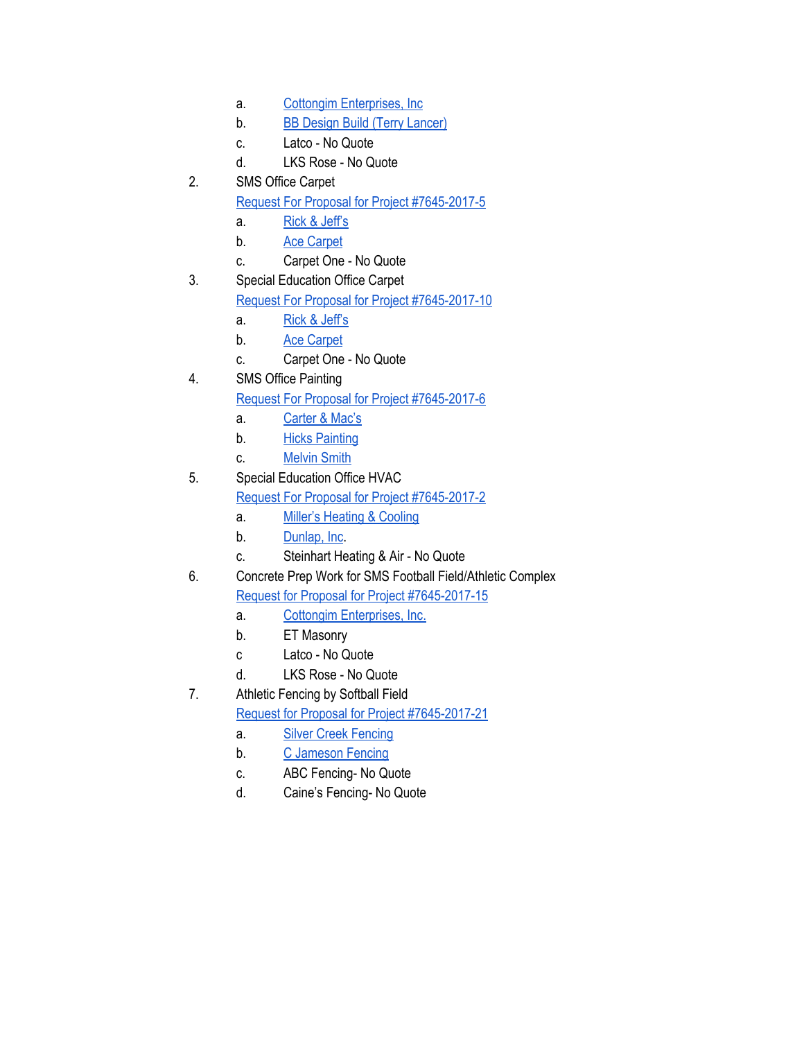a. Cottongim Enterprises, Inc
b. BB Design Build (Terry Lancer)
c. Latco - No Quote
d. LKS Rose - No Quote

2. SMS Office Carpet
   Request For Proposal for Project #7645-2017-5
   a. Rick & Jeff's
   b. Ace Carpet
   c. Carpet One - No Quote
3. Special Education Office Carpet
   Request For Proposal for Project #7645-2017-10
   a. Rick & Jeff's
   b. Ace Carpet
   c. Carpet One - No Quote
4. SMS Office Painting
   Request For Proposal for Project #7645-2017-6
   a. Carter & Mac's
   b. Hicks Painting
   c. Melvin Smith
5. Special Education Office HVAC
   Request For Proposal for Project #7645-2017-2
   a. Miller's Heating & Cooling
   b. Dunlap, Inc.
   c. Steinhart Heating & Air - No Quote
6. Concrete Prep Work for SMS Football Field/Athletic Complex
   Request for Proposal for Project #7645-2017-15
   a. Cottongim Enterprises, Inc.
   b. ET Masonry
   c Latco - No Quote
   d. LKS Rose - No Quote
7. Athletic Fencing by Softball Field
   Request for Proposal for Project #7645-2017-21
   a. Silver Creek Fencing
   b. C Jameson Fencing
   c. ABC Fencing- No Quote
   d. Caine's Fencing- No Quote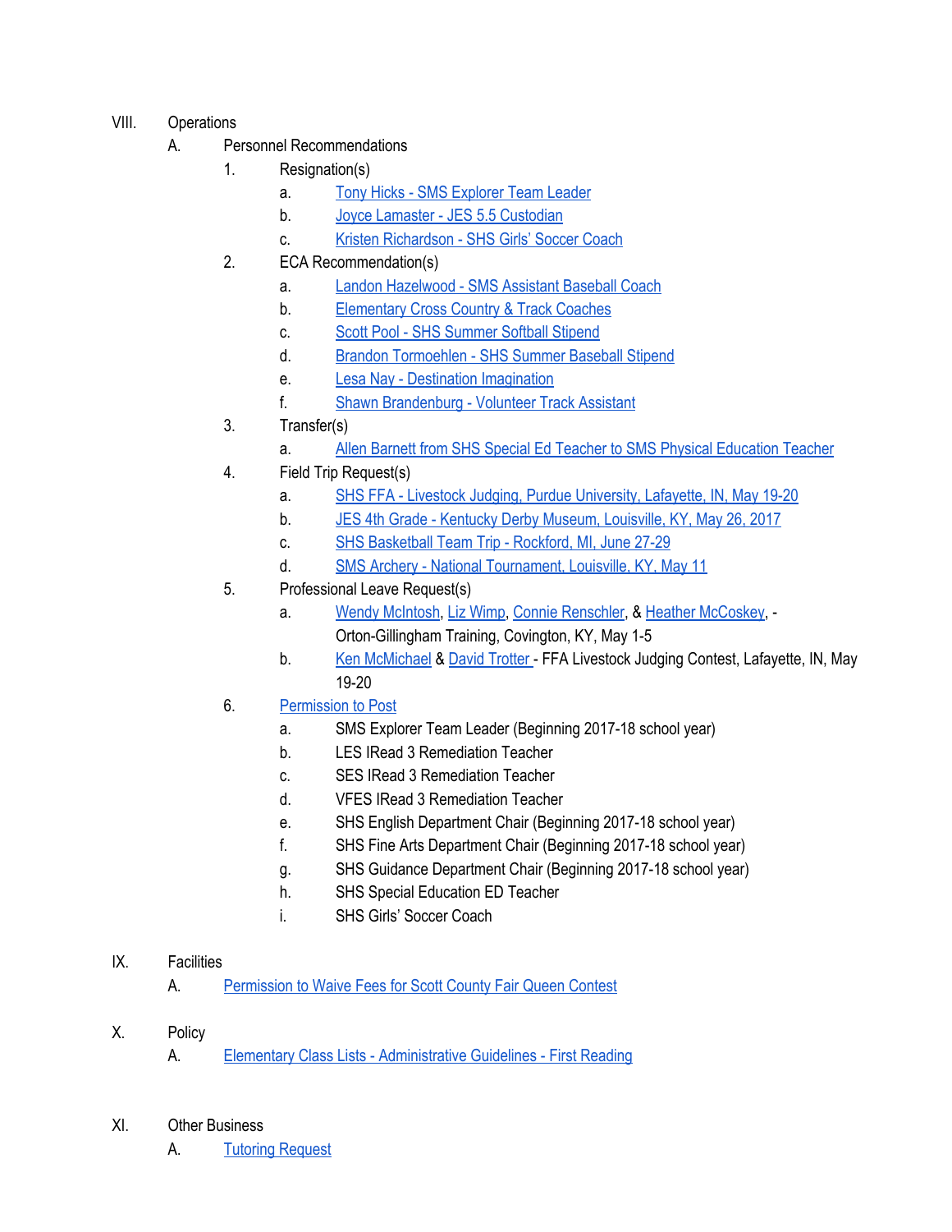VIII. Operations

A. Personnel Recommendations

1. Resignation(s)
   a. Tony Hicks - SMS Explorer Team Leader
   b. Joyce Lamaster - JES 5.5 Custodian
   c. Kristen Richardson - SHS Girls' Soccer Coach
2. ECA Recommendation(s)
   a. Landon Hazelwood - SMS Assistant Baseball Coach
   b. Elementary Cross Country & Track Coaches
   c. Scott Pool - SHS Summer Softball Stipend
   d. Brandon Tormoehlen - SHS Summer Baseball Stipend
   e. Lesa Nay - Destination Imagination
   f. Shawn Brandenburg - Volunteer Track Assistant
3. Transfer(s)
   a. Allen Barnett from SHS Special Ed Teacher to SMS Physical Education Teacher
4. Field Trip Request(s)
   a. SHS FFA - Livestock Judging, Purdue University, Lafayette, IN, May 19-20
   b. JES 4th Grade - Kentucky Derby Museum, Louisville, KY, May 26, 2017
   c. SHS Basketball Team Trip - Rockford, MI, June 27-29
   d. SMS Archery - National Tournament, Louisville, KY, May 11
5. Professional Leave Request(s)
   a. Wendy McIntosh, Liz Wimp, Connie Renschler, & Heather McCoskey, - Orton-Gillingham Training, Covington, KY, May 1-5
   b. Ken McMichael & David Trotter - FFA Livestock Judging Contest, Lafayette, IN, May 19-20
6. Permission to Post
   a. SMS Explorer Team Leader (Beginning 2017-18 school year)
   b. LES IRead 3 Remediation Teacher
   c. SES IRead 3 Remediation Teacher
   d. VFES IRead 3 Remediation Teacher
   e. SHS English Department Chair (Beginning 2017-18 school year)
   f. SHS Fine Arts Department Chair (Beginning 2017-18 school year)
   g. SHS Guidance Department Chair (Beginning 2017-18 school year)
   h. SHS Special Education ED Teacher
   i. SHS Girls' Soccer Coach

IX. Facilities

A. Permission to Waive Fees for Scott County Fair Queen Contest

X. Policy

A. Elementary Class Lists - Administrative Guidelines - First Reading

XI. Other Business

A. Tutoring Request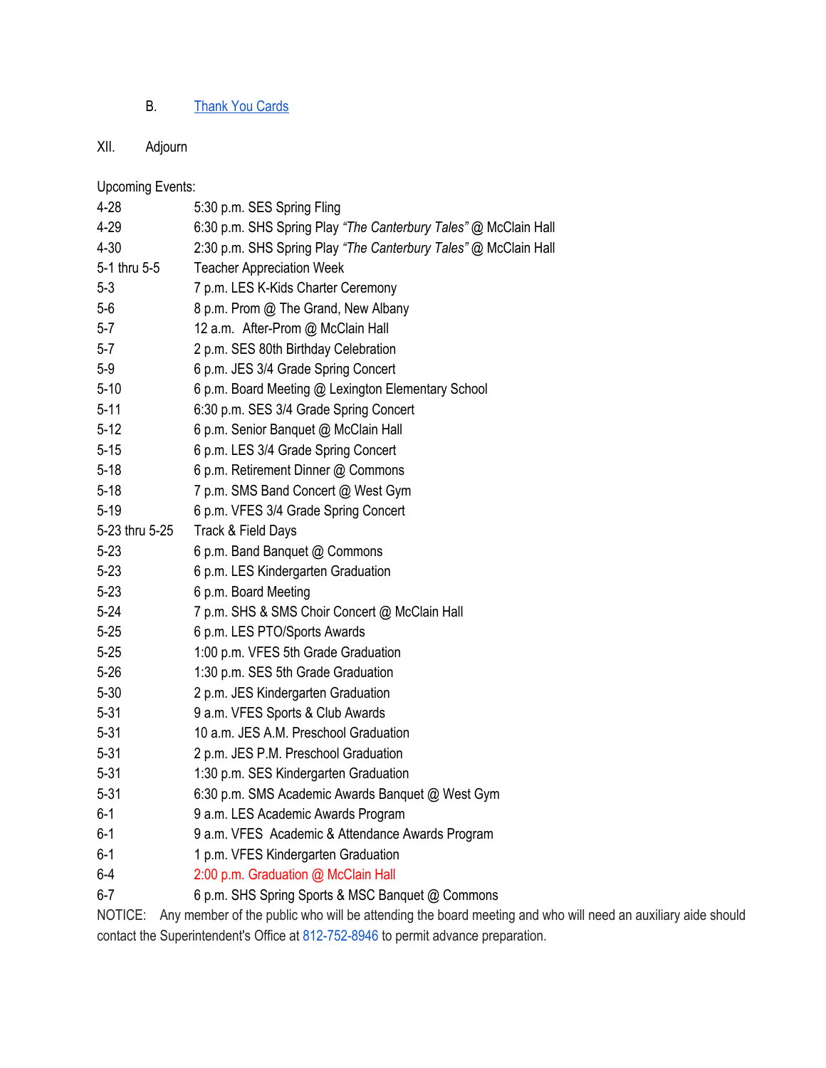B. [Thank You Cards]

XII. Adjourn

Upcoming Events:

| | |
|---|---|
| 4-28 | 5:30 p.m. SES Spring Fling |
| 4-29 | 6:30 p.m. SHS Spring Play *"The Canterbury Tales"* @ McClain Hall |
| 4-30 | 2:30 p.m. SHS Spring Play *"The Canterbury Tales"* @ McClain Hall |
| 5-1 thru 5-5 | Teacher Appreciation Week |
| 5-3 | 7 p.m. LES K-Kids Charter Ceremony |
| 5-6 | 8 p.m. Prom @ The Grand, New Albany |
| 5-7 | 12 a.m. After-Prom @ McClain Hall |
| 5-7 | 2 p.m. SES 80th Birthday Celebration |
| 5-9 | 6 p.m. JES 3/4 Grade Spring Concert |
| 5-10 | 6 p.m. Board Meeting @ Lexington Elementary School |
| 5-11 | 6:30 p.m. SES 3/4 Grade Spring Concert |
| 5-12 | 6 p.m. Senior Banquet @ McClain Hall |
| 5-15 | 6 p.m. LES 3/4 Grade Spring Concert |
| 5-18 | 6 p.m. Retirement Dinner @ Commons |
| 5-18 | 7 p.m. SMS Band Concert @ West Gym |
| 5-19 | 6 p.m. VFES 3/4 Grade Spring Concert |
| 5-23 thru 5-25 | Track & Field Days |
| 5-23 | 6 p.m. Band Banquet @ Commons |
| 5-23 | 6 p.m. LES Kindergarten Graduation |
| 5-23 | 6 p.m. Board Meeting |
| 5-24 | 7 p.m. SHS & SMS Choir Concert @ McClain Hall |
| 5-25 | 6 p.m. LES PTO/Sports Awards |
| 5-25 | 1:00 p.m. VFES 5th Grade Graduation |
| 5-26 | 1:30 p.m. SES 5th Grade Graduation |
| 5-30 | 2 p.m. JES Kindergarten Graduation |
| 5-31 | 9 a.m. VFES Sports & Club Awards |
| 5-31 | 10 a.m. JES A.M. Preschool Graduation |
| 5-31 | 2 p.m. JES P.M. Preschool Graduation |
| 5-31 | 1:30 p.m. SES Kindergarten Graduation |
| 5-31 | 6:30 p.m. SMS Academic Awards Banquet @ West Gym |
| 6-1 | 9 a.m. LES Academic Awards Program |
| 6-1 | 9 a.m. VFES Academic & Attendance Awards Program |
| 6-1 | 1 p.m. VFES Kindergarten Graduation |
| 6-4 | 2:00 p.m. Graduation @ McClain Hall |
| 6-7 | 6 p.m. SHS Spring Sports & MSC Banquet @ Commons |

NOTICE: Any member of the public who will be attending the board meeting and who will need an auxiliary aide should contact the Superintendent's Office at 812-752-8946 to permit advance preparation.